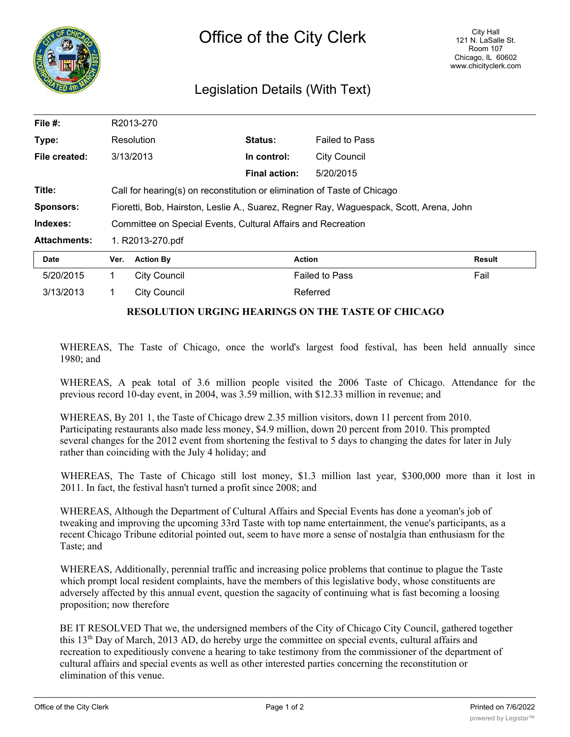# Office of the City Clerk

City Hall
121 N. LaSalle St.
Room 107
Chicago, IL 60602
www.chicityclerk.com

## Legislation Details (With Text)

| | | | |
|---|---|---|---|
| **File #:** | R2013-270 | | |
| **Type:** | Resolution | **Status:** | Failed to Pass |
| **File created:** | 3/13/2013 | **In control:** | City Council |
| | | **Final action:** | 5/20/2015 |
| **Title:** | Call for hearing(s) on reconstitution or elimination of Taste of Chicago | | |
| **Sponsors:** | Fioretti, Bob, Hairston, Leslie A., Suarez, Regner Ray, Waguespack, Scott, Arena, John | | |
| **Indexes:** | Committee on Special Events, Cultural Affairs and Recreation | | |
| **Attachments:** | 1. R2013-270.pdf | | |

| Date | Ver. | Action By | Action | Result |
|---|---|---|---|---|
| 5/20/2015 | 1 | City Council | Failed to Pass | Fail |
| 3/13/2013 | 1 | City Council | Referred | |

### RESOLUTION URGING HEARINGS ON THE TASTE OF CHICAGO

WHEREAS, The Taste of Chicago, once the world's largest food festival, has been held annually since 1980; and

WHEREAS, A peak total of 3.6 million people visited the 2006 Taste of Chicago. Attendance for the previous record 10-day event, in 2004, was 3.59 million, with $12.33 million in revenue; and

WHEREAS, By 201 1, the Taste of Chicago drew 2.35 million visitors, down 11 percent from 2010. Participating restaurants also made less money, $4.9 million, down 20 percent from 2010. This prompted several changes for the 2012 event from shortening the festival to 5 days to changing the dates for later in July rather than coinciding with the July 4 holiday; and

WHEREAS, The Taste of Chicago still lost money, $1.3 million last year, $300,000 more than it lost in 2011. In fact, the festival hasn't turned a profit since 2008; and

WHEREAS, Although the Department of Cultural Affairs and Special Events has done a yeoman's job of tweaking and improving the upcoming 33rd Taste with top name entertainment, the venue's participants, as a recent Chicago Tribune editorial pointed out, seem to have more a sense of nostalgia than enthusiasm for the Taste; and

WHEREAS, Additionally, perennial traffic and increasing police problems that continue to plague the Taste which prompt local resident complaints, have the members of this legislative body, whose constituents are adversely affected by this annual event, question the sagacity of continuing what is fast becoming a loosing proposition; now therefore

BE IT RESOLVED That we, the undersigned members of the City of Chicago City Council, gathered together this 13th Day of March, 2013 AD, do hereby urge the committee on special events, cultural affairs and recreation to expeditiously convene a hearing to take testimony from the commissioner of the department of cultural affairs and special events as well as other interested parties concerning the reconstitution or elimination of this venue.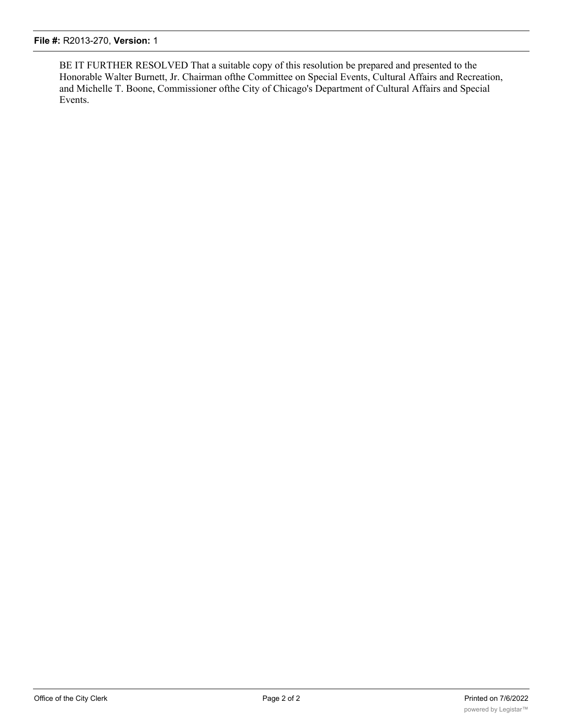BE IT FURTHER RESOLVED That a suitable copy of this resolution be prepared and presented to the Honorable Walter Burnett, Jr. Chairman ofthe Committee on Special Events, Cultural Affairs and Recreation, and Michelle T. Boone, Commissioner ofthe City of Chicago's Department of Cultural Affairs and Special Events.